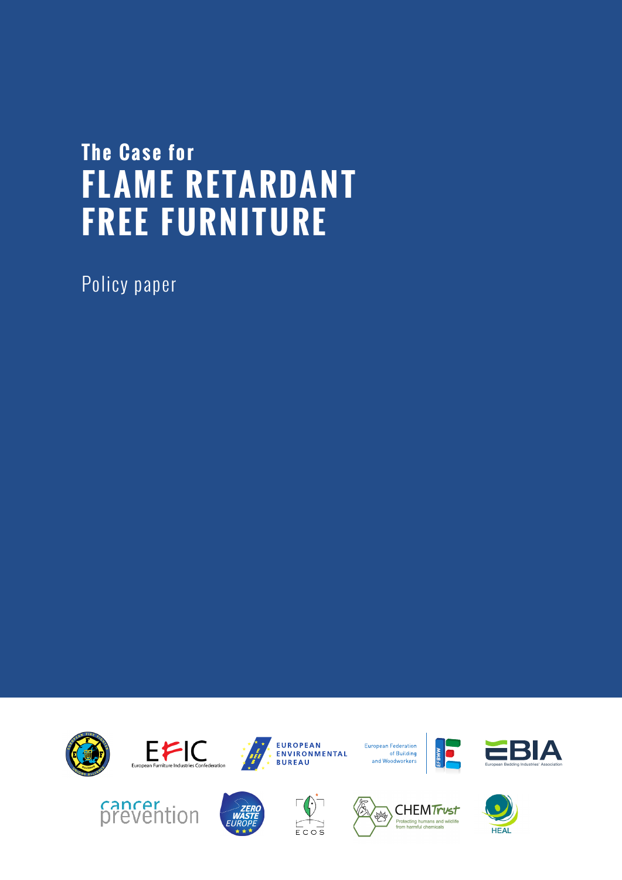# The Case for FLAME RETARDANT FREE FURNITURE

Policy paper

EFIC European Furniture Industries Confederation

EUROPEAN ENVIRONMENTAL BUREAU

European Federation of Building and Woodworkers

EFBWW

EBIA European Bedding Industries' Association

cancer prevention

ZERO WASTE EUROPE

ECOS

CHEMTrust Protecting humans and wildlife from harmful chemicals

HEAL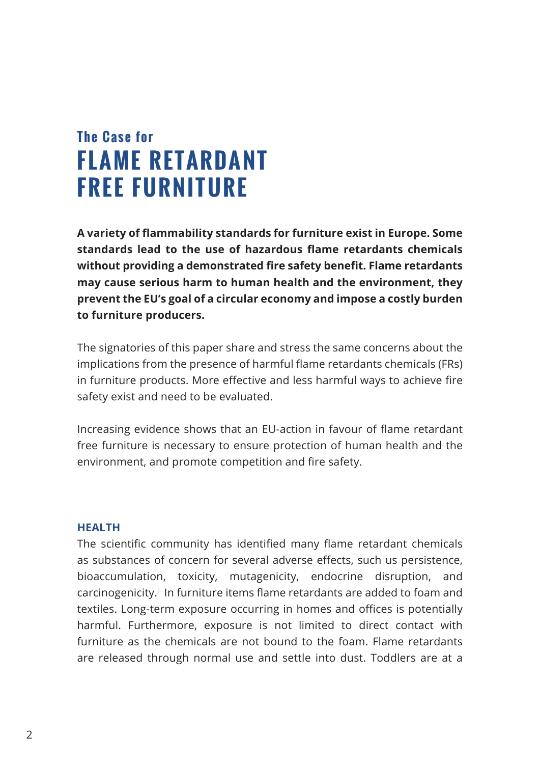# The Case for FLAME RETARDANT FREE FURNITURE

**A variety of flammability standards for furniture exist in Europe. Some standards lead to the use of hazardous flame retardants chemicals without providing a demonstrated fire safety benefit. Flame retardants may cause serious harm to human health and the environment, they prevent the EU's goal of a circular economy and impose a costly burden to furniture producers.**

The signatories of this paper share and stress the same concerns about the implications from the presence of harmful flame retardants chemicals (FRs) in furniture products. More effective and less harmful ways to achieve fire safety exist and need to be evaluated.

Increasing evidence shows that an EU-action in favour of flame retardant free furniture is necessary to ensure protection of human health and the environment, and promote competition and fire safety.

## HEALTH

The scientific community has identified many flame retardant chemicals as substances of concern for several adverse effects, such us persistence, bioaccumulation, toxicity, mutagenicity, endocrine disruption, and carcinogenicity.[i] In furniture items flame retardants are added to foam and textiles. Long-term exposure occurring in homes and offices is potentially harmful. Furthermore, exposure is not limited to direct contact with furniture as the chemicals are not bound to the foam. Flame retardants are released through normal use and settle into dust. Toddlers are at a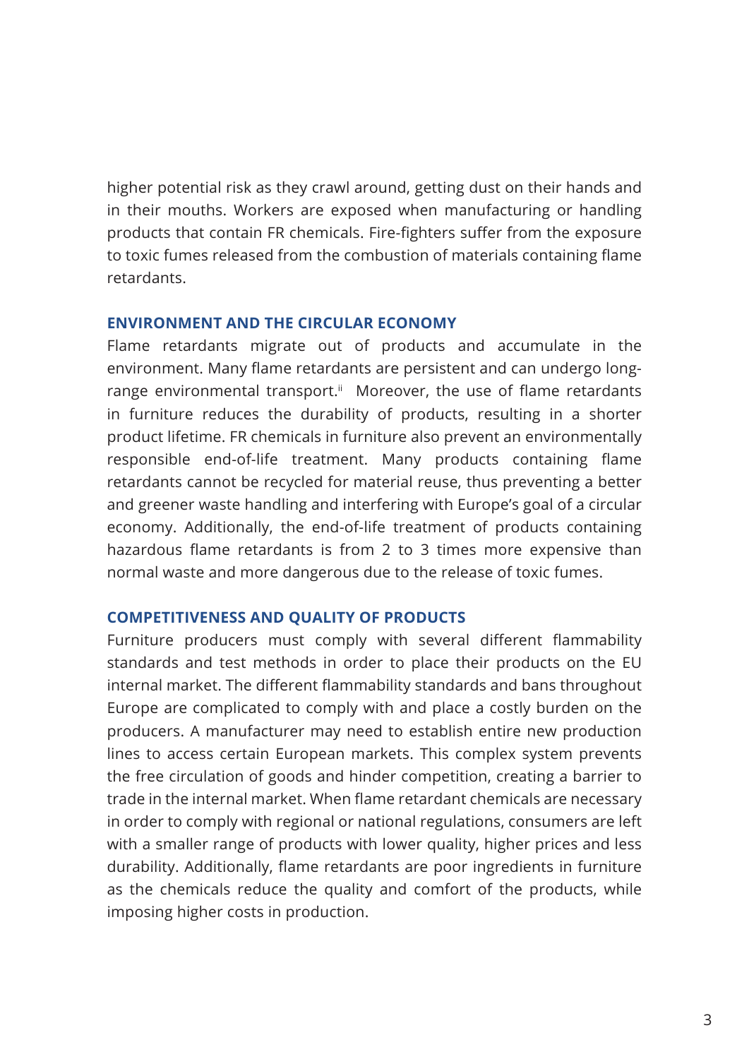higher potential risk as they crawl around, getting dust on their hands and in their mouths. Workers are exposed when manufacturing or handling products that contain FR chemicals. Fire-fighters suffer from the exposure to toxic fumes released from the combustion of materials containing flame retardants.

## ENVIRONMENT AND THE CIRCULAR ECONOMY

Flame retardants migrate out of products and accumulate in the environment. Many flame retardants are persistent and can undergo long-range environmental transport.[ii] Moreover, the use of flame retardants in furniture reduces the durability of products, resulting in a shorter product lifetime. FR chemicals in furniture also prevent an environmentally responsible end-of-life treatment. Many products containing flame retardants cannot be recycled for material reuse, thus preventing a better and greener waste handling and interfering with Europe's goal of a circular economy. Additionally, the end-of-life treatment of products containing hazardous flame retardants is from 2 to 3 times more expensive than normal waste and more dangerous due to the release of toxic fumes.

## COMPETITIVENESS AND QUALITY OF PRODUCTS

Furniture producers must comply with several different flammability standards and test methods in order to place their products on the EU internal market. The different flammability standards and bans throughout Europe are complicated to comply with and place a costly burden on the producers. A manufacturer may need to establish entire new production lines to access certain European markets. This complex system prevents the free circulation of goods and hinder competition, creating a barrier to trade in the internal market. When flame retardant chemicals are necessary in order to comply with regional or national regulations, consumers are left with a smaller range of products with lower quality, higher prices and less durability. Additionally, flame retardants are poor ingredients in furniture as the chemicals reduce the quality and comfort of the products, while imposing higher costs in production.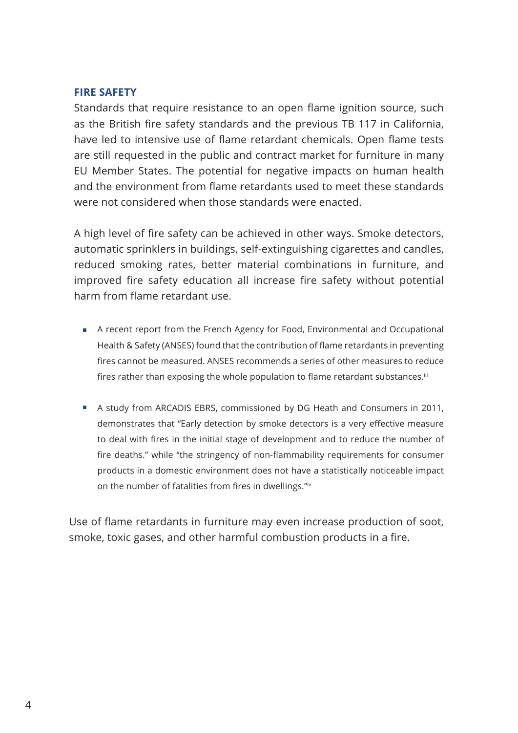## FIRE SAFETY

Standards that require resistance to an open flame ignition source, such as the British fire safety standards and the previous TB 117 in California, have led to intensive use of flame retardant chemicals. Open flame tests are still requested in the public and contract market for furniture in many EU Member States. The potential for negative impacts on human health and the environment from flame retardants used to meet these standards were not considered when those standards were enacted.

A high level of fire safety can be achieved in other ways. Smoke detectors, automatic sprinklers in buildings, self-extinguishing cigarettes and candles, reduced smoking rates, better material combinations in furniture, and improved fire safety education all increase fire safety without potential harm from flame retardant use.

- A recent report from the French Agency for Food, Environmental and Occupational Health & Safety (ANSES) found that the contribution of flame retardants in preventing fires cannot be measured. ANSES recommends a series of other measures to reduce fires rather than exposing the whole population to flame retardant substances.[iii]
- A study from ARCADIS EBRS, commissioned by DG Heath and Consumers in 2011, demonstrates that "Early detection by smoke detectors is a very effective measure to deal with fires in the initial stage of development and to reduce the number of fire deaths." while "the stringency of non-flammability requirements for consumer products in a domestic environment does not have a statistically noticeable impact on the number of fatalities from fires in dwellings."[iv]

Use of flame retardants in furniture may even increase production of soot, smoke, toxic gases, and other harmful combustion products in a fire.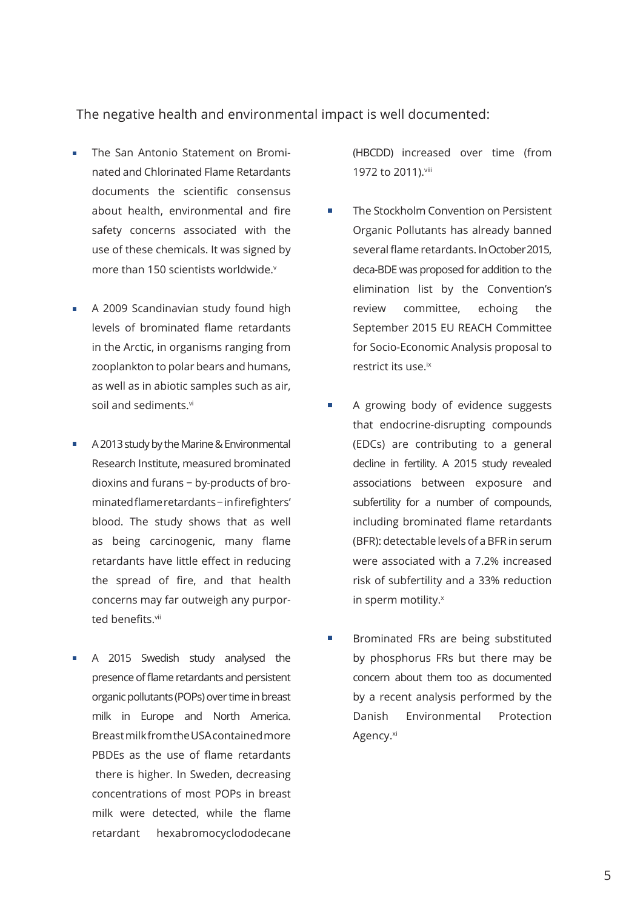The negative health and environmental impact is well documented:

- The San Antonio Statement on Brominated and Chlorinated Flame Retardants documents the scientific consensus about health, environmental and fire safety concerns associated with the use of these chemicals. It was signed by more than 150 scientists worldwide.[v]

- A 2009 Scandinavian study found high levels of brominated flame retardants in the Arctic, in organisms ranging from zooplankton to polar bears and humans, as well as in abiotic samples such as air, soil and sediments.[vi]

- A 2013 study by the Marine & Environmental Research Institute, measured brominated dioxins and furans – by-products of brominated flame retardants – in firefighters' blood. The study shows that as well as being carcinogenic, many flame retardants have little effect in reducing the spread of fire, and that health concerns may far outweigh any purported benefits.[vii]

- A 2015 Swedish study analysed the presence of flame retardants and persistent organic pollutants (POPs) over time in breast milk in Europe and North America. Breast milk from the USA contained more PBDEs as the use of flame retardants there is higher. In Sweden, decreasing concentrations of most POPs in breast milk were detected, while the flame retardant hexabromocyclododecane (HBCDD) increased over time (from 1972 to 2011).[viii]

- The Stockholm Convention on Persistent Organic Pollutants has already banned several flame retardants. In October 2015, deca-BDE was proposed for addition to the elimination list by the Convention's review committee, echoing the September 2015 EU REACH Committee for Socio-Economic Analysis proposal to restrict its use.[ix]

- A growing body of evidence suggests that endocrine-disrupting compounds (EDCs) are contributing to a general decline in fertility. A 2015 study revealed associations between exposure and subfertility for a number of compounds, including brominated flame retardants (BFR): detectable levels of a BFR in serum were associated with a 7.2% increased risk of subfertility and a 33% reduction in sperm motility.[x]

- Brominated FRs are being substituted by phosphorus FRs but there may be concern about them too as documented by a recent analysis performed by the Danish Environmental Protection Agency.[xi]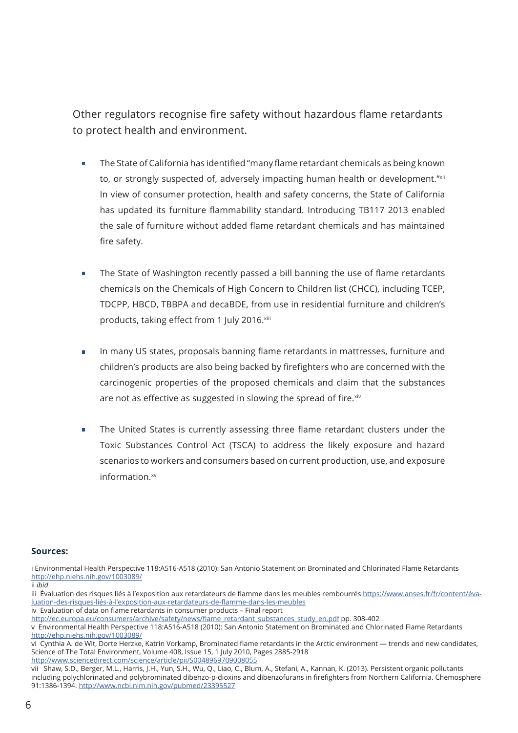Other regulators recognise fire safety without hazardous flame retardants to protect health and environment.

- The State of California has identified "many flame retardant chemicals as being known to, or strongly suspected of, adversely impacting human health or development."[xii] In view of consumer protection, health and safety concerns, the State of California has updated its furniture flammability standard. Introducing TB117 2013 enabled the sale of furniture without added flame retardant chemicals and has maintained fire safety.

- The State of Washington recently passed a bill banning the use of flame retardants chemicals on the Chemicals of High Concern to Children list (CHCC), including TCEP, TDCPP, HBCD, TBBPA and decaBDE, from use in residential furniture and children's products, taking effect from 1 July 2016.[xiii]

- In many US states, proposals banning flame retardants in mattresses, furniture and children's products are also being backed by firefighters who are concerned with the carcinogenic properties of the proposed chemicals and claim that the substances are not as effective as suggested in slowing the spread of fire.[xiv]

- The United States is currently assessing three flame retardant clusters under the Toxic Substances Control Act (TSCA) to address the likely exposure and hazard scenarios to workers and consumers based on current production, use, and exposure information.[xv]

**Sources:**

i Environmental Health Perspective 118:A516-A518 (2010): San Antonio Statement on Brominated and Chlorinated Flame Retardants http://ehp.niehs.nih.gov/1003089/

ii *ibid*

iii Évaluation des risques liés à l'exposition aux retardateurs de flamme dans les meubles rembourrés https://www.anses.fr/fr/content/évaluation-des-risques-liés-à-l'exposition-aux-retardateurs-de-flamme-dans-les-meubles

iv Evaluation of data on flame retardants in consumer products – Final report http://ec.europa.eu/consumers/archive/safety/news/flame_retardant_substances_study_en.pdf pp. 308-402

v Environmental Health Perspective 118:A516-A518 (2010): San Antonio Statement on Brominated and Chlorinated Flame Retardants http://ehp.niehs.nih.gov/1003089/

vi Cynthia A. de Wit, Dorte Herzke, Katrin Vorkamp, Brominated flame retardants in the Arctic environment — trends and new candidates, Science of The Total Environment, Volume 408, Issue 15, 1 July 2010, Pages 2885-2918 http://www.sciencedirect.com/science/article/pii/S0048969709008055

vii Shaw, S.D., Berger, M.L., Harris, J.H., Yun, S.H., Wu, Q., Liao, C., Blum, A., Stefani, A., Kannan, K. (2013). Persistent organic pollutants including polychlorinated and polybrominated dibenzo-p-dioxins and dibenzofurans in firefighters from Northern California. Chemosphere 91:1386-1394. http://www.ncbi.nlm.nih.gov/pubmed/23395527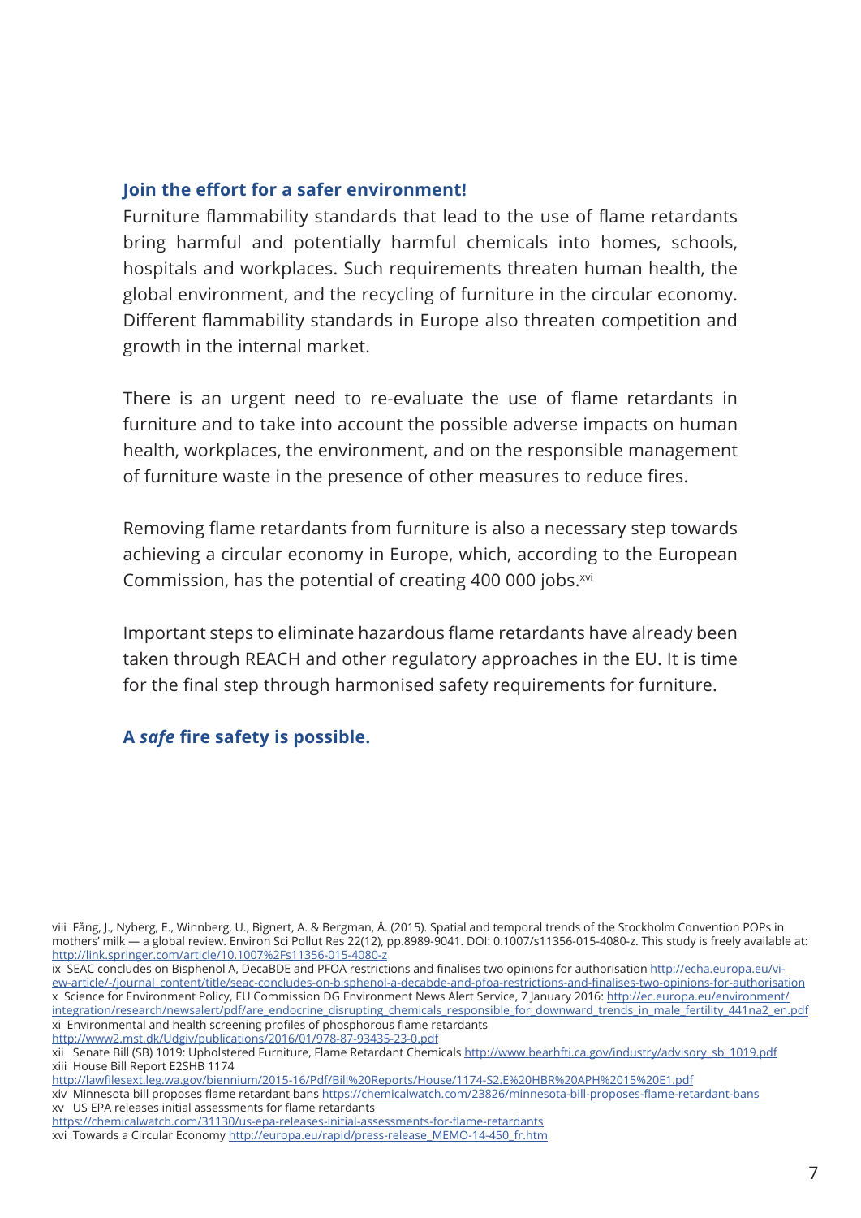**Join the effort for a safer environment!**

Furniture flammability standards that lead to the use of flame retardants bring harmful and potentially harmful chemicals into homes, schools, hospitals and workplaces. Such requirements threaten human health, the global environment, and the recycling of furniture in the circular economy. Different flammability standards in Europe also threaten competition and growth in the internal market.

There is an urgent need to re-evaluate the use of flame retardants in furniture and to take into account the possible adverse impacts on human health, workplaces, the environment, and on the responsible management of furniture waste in the presence of other measures to reduce fires.

Removing flame retardants from furniture is also a necessary step towards achieving a circular economy in Europe, which, according to the European Commission, has the potential of creating 400 000 jobs.[xvi]

Important steps to eliminate hazardous flame retardants have already been taken through REACH and other regulatory approaches in the EU. It is time for the final step through harmonised safety requirements for furniture.

**A *safe* fire safety is possible.**

viii Fång, J., Nyberg, E., Winnberg, U., Bignert, A. & Bergman, Å. (2015). Spatial and temporal trends of the Stockholm Convention POPs in mothers' milk — a global review. Environ Sci Pollut Res 22(12), pp.8989-9041. DOI: 0.1007/s11356-015-4080-z. This study is freely available at: http://link.springer.com/article/10.1007%2Fs11356-015-4080-z

ix SEAC concludes on Bisphenol A, DecaBDE and PFOA restrictions and finalises two opinions for authorisation http://echa.europa.eu/view-article/-/journal_content/title/seac-concludes-on-bisphenol-a-decabde-and-pfoa-restrictions-and-finalises-two-opinions-for-authorisation

x Science for Environment Policy, EU Commission DG Environment News Alert Service, 7 January 2016: http://ec.europa.eu/environment/integration/research/newsalert/pdf/are_endocrine_disrupting_chemicals_responsible_for_downward_trends_in_male_fertility_441na2_en.pdf

xi Environmental and health screening profiles of phosphorous flame retardants http://www2.mst.dk/Udgiv/publications/2016/01/978-87-93435-23-0.pdf

xii Senate Bill (SB) 1019: Upholstered Furniture, Flame Retardant Chemicals http://www.bearhfti.ca.gov/industry/advisory_sb_1019.pdf

xiii House Bill Report E2SHB 1174 http://lawfilesext.leg.wa.gov/biennium/2015-16/Pdf/Bill%20Reports/House/1174-S2.E%20HBR%20APH%2015%20E1.pdf

xiv Minnesota bill proposes flame retardant bans https://chemicalwatch.com/23826/minnesota-bill-proposes-flame-retardant-bans

xv US EPA releases initial assessments for flame retardants https://chemicalwatch.com/31130/us-epa-releases-initial-assessments-for-flame-retardants

xvi Towards a Circular Economy http://europa.eu/rapid/press-release_MEMO-14-450_fr.htm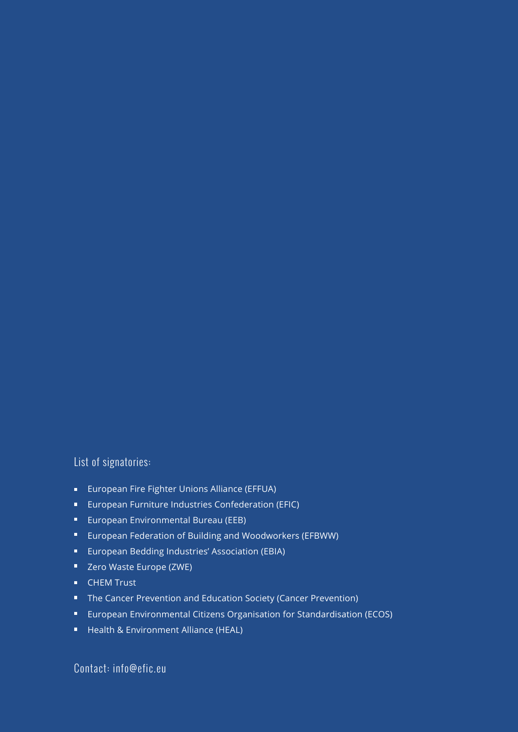List of signatories:

- European Fire Fighter Unions Alliance (EFFUA)
- European Furniture Industries Confederation (EFIC)
- European Environmental Bureau (EEB)
- European Federation of Building and Woodworkers (EFBWW)
- European Bedding Industries' Association (EBIA)
- Zero Waste Europe (ZWE)
- CHEM Trust
- The Cancer Prevention and Education Society (Cancer Prevention)
- European Environmental Citizens Organisation for Standardisation (ECOS)
- Health & Environment Alliance (HEAL)

Contact: info@efic.eu